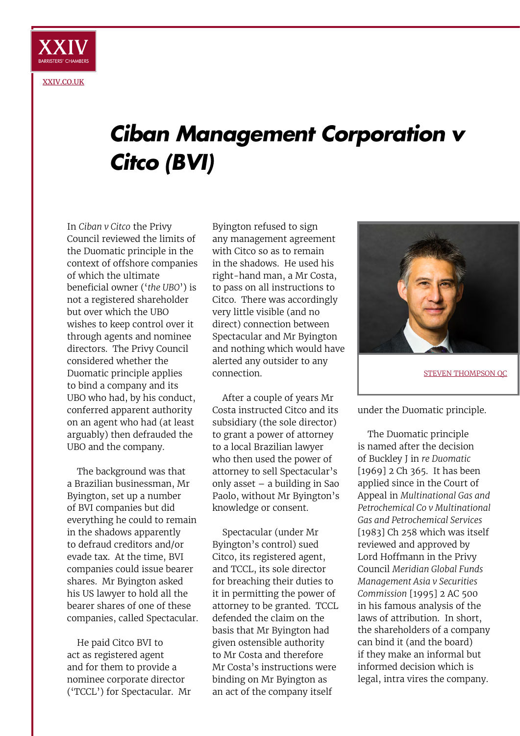XXIV BARRISTERS' CHAMBERS

XXIV.CO.UK

# Ciban Management Corporation v Citco (BVI)

STEVEN THOMPSON QC

In *Ciban v Citco* the Privy Council reviewed the limits of the Duomatic principle in the context of offshore companies of which the ultimate beneficial owner ('*the UBO*') is not a registered shareholder but over which the UBO wishes to keep control over it through agents and nominee directors. The Privy Council considered whether the Duomatic principle applies to bind a company and its UBO who had, by his conduct, conferred apparent authority on an agent who had (at least arguably) then defrauded the UBO and the company.

The background was that a Brazilian businessman, Mr Byington, set up a number of BVI companies but did everything he could to remain in the shadows apparently to defraud creditors and/or evade tax. At the time, BVI companies could issue bearer shares. Mr Byington asked his US lawyer to hold all the bearer shares of one of these companies, called Spectacular.

He paid Citco BVI to act as registered agent and for them to provide a nominee corporate director ('TCCL') for Spectacular. Mr Byington refused to sign any management agreement with Citco so as to remain in the shadows. He used his right-hand man, a Mr Costa, to pass on all instructions to Citco. There was accordingly very little visible (and no direct) connection between Spectacular and Mr Byington and nothing which would have alerted any outsider to any connection.

After a couple of years Mr Costa instructed Citco and its subsidiary (the sole director) to grant a power of attorney to a local Brazilian lawyer who then used the power of attorney to sell Spectacular's only asset – a building in Sao Paolo, without Mr Byington's knowledge or consent.

Spectacular (under Mr Byington's control) sued Citco, its registered agent, and TCCL, its sole director for breaching their duties to it in permitting the power of attorney to be granted. TCCL defended the claim on the basis that Mr Byington had given ostensible authority to Mr Costa and therefore Mr Costa's instructions were binding on Mr Byington as an act of the company itself under the Duomatic principle.

The Duomatic principle is named after the decision of Buckley J in *re Duomatic* [1969] 2 Ch 365. It has been applied since in the Court of Appeal in *Multinational Gas and Petrochemical Co v Multinational Gas and Petrochemical Services* [1983] Ch 258 which was itself reviewed and approved by Lord Hoffmann in the Privy Council *Meridian Global Funds Management Asia v Securities Commission* [1995] 2 AC 500 in his famous analysis of the laws of attribution. In short, the shareholders of a company can bind it (and the board) if they make an informal but informed decision which is legal, intra vires the company.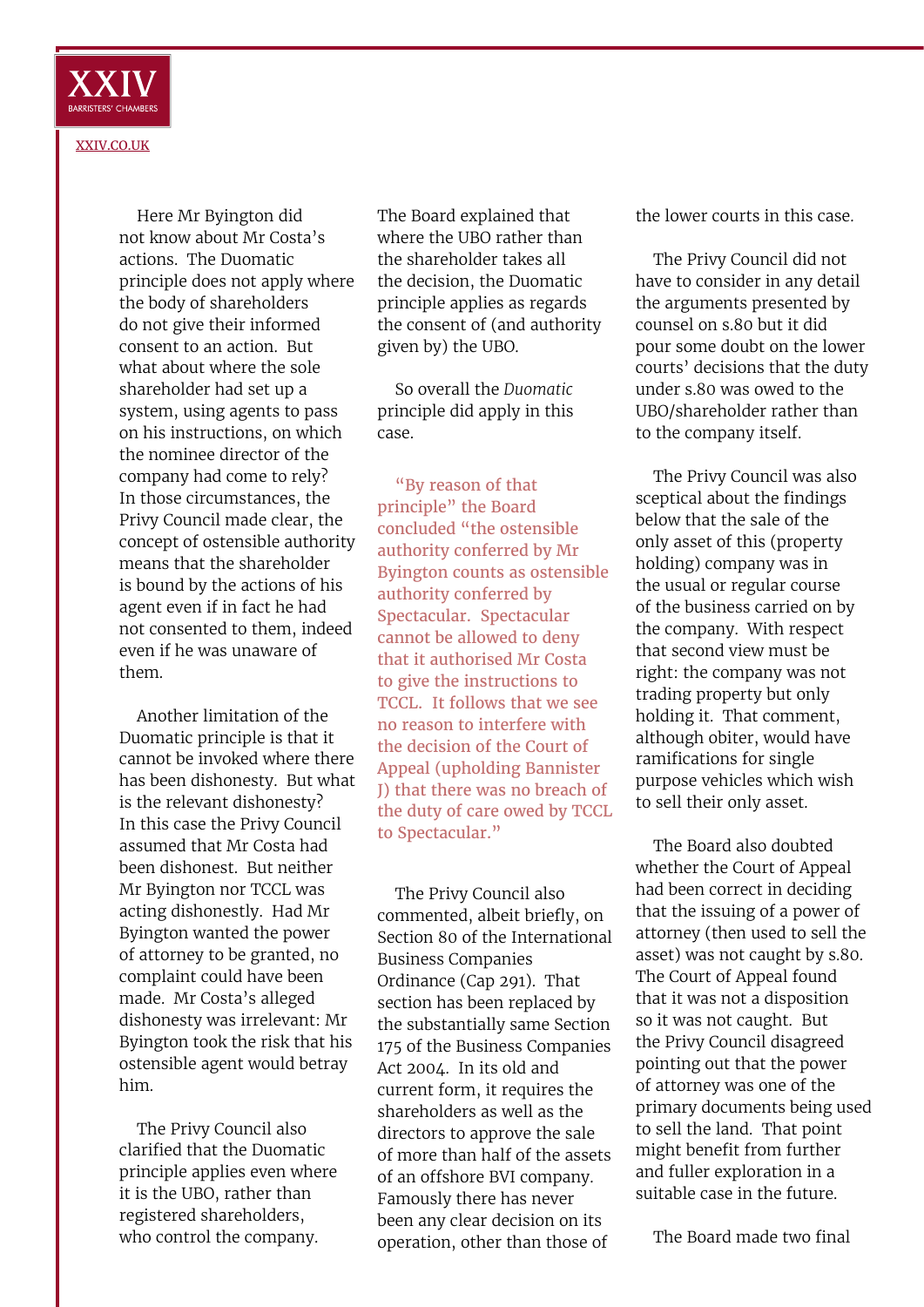Here Mr Byington did not know about Mr Costa's actions. The Duomatic principle does not apply where the body of shareholders do not give their informed consent to an action. But what about where the sole shareholder had set up a system, using agents to pass on his instructions, on which the nominee director of the company had come to rely? In those circumstances, the Privy Council made clear, the concept of ostensible authority means that the shareholder is bound by the actions of his agent even if in fact he had not consented to them, indeed even if he was unaware of them.

Another limitation of the Duomatic principle is that it cannot be invoked where there has been dishonesty. But what is the relevant dishonesty? In this case the Privy Council assumed that Mr Costa had been dishonest. But neither Mr Byington nor TCCL was acting dishonestly. Had Mr Byington wanted the power of attorney to be granted, no complaint could have been made. Mr Costa's alleged dishonesty was irrelevant: Mr Byington took the risk that his ostensible agent would betray him.

The Privy Council also clarified the Duomatic principle applies even where it is the UBO, rather than registered shareholders, who control the company. The Board explained that where the UBO rather than the shareholder takes all the decision, the Duomatic principle applies as regards the consent of (and authority given by) the UBO.

So overall the *Duomatic* principle did apply in this case.

> "By reason of that principle" the Board concluded "the ostensible authority conferred by Mr Byington counts as ostensible authority conferred by Spectacular. Spectacular cannot be allowed to deny that it authorised Mr Costa to give the instructions to TCCL. It follows that we see no reason to interfere with the decision of the Court of Appeal (upholding Bannister J) that there was no breach of the duty of care owed by TCCL to Spectacular."

The Privy Council also commented, albeit briefly, on Section 80 of the International Business Companies Ordinance (Cap 291). That section has been replaced by the substantially same Section 175 of the Business Companies Act 2004. In its old and current form, it requires the shareholders as well as the directors to approve the sale of more than half of the assets of an offshore BVI company. Famously there has never been any clear decision on its operation, other than those of the lower courts in this case.

The Privy Council did not have to consider in any detail the arguments presented by counsel on s.80 but it did pour some doubt on the lower courts' decisions that the duty under s.80 was owed to the UBO/shareholder rather than to the company itself.

The Privy Council was also sceptical about the findings below that the sale of the only asset of this (property holding) company was in the usual or regular course of the business carried on by the company. With respect that second view must be right: the company was not trading property but only holding it. That comment, although obiter, would have ramifications for single purpose vehicles which wish to sell their only asset.

The Board also doubted whether the Court of Appeal had been correct in deciding that the issuing of a power of attorney (then used to sell the asset) was not caught by s.80. The Court of Appeal found that it was not a disposition so it was not caught. But the Privy Council disagreed pointing out that the power of attorney was one of the primary documents being used to sell the land. That point might benefit from further and fuller exploration in a suitable case in the future.

The Board made two final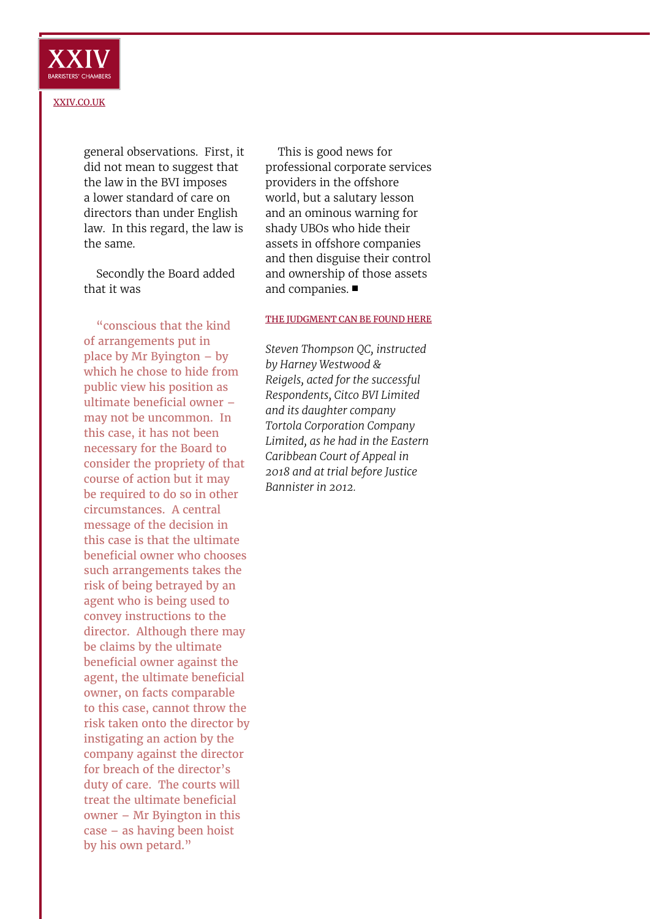general observations. First, it did not mean to suggest that the law in the BVI imposes a lower standard of care on directors than under English law. In this regard, the law is the same.

Secondly the Board added that it was

> "conscious that the kind of arrangements put in place by Mr Byington – by which he chose to hide from public view his position as ultimate beneficial owner – may not be uncommon. In this case, it has not been necessary for the Board to consider the propriety of that course of action but it may be required to do so in other circumstances. A central message of the decision in this case is that the ultimate beneficial owner who chooses such arrangements takes the risk of being betrayed by an agent who is being used to convey instructions to the director. Although there may be claims by the ultimate beneficial owner against the agent, the ultimate beneficial owner, on facts comparable to this case, cannot throw the risk taken onto the director by instigating an action by the company against the director for breach of the director's duty of care. The courts will treat the ultimate beneficial owner – Mr Byington in this case – as having been hoist by his own petard."

This is good news for professional corporate services providers in the offshore world, but a salutary lesson and an ominous warning for shady UBOs who hide their assets in offshore companies and then disguise their control and ownership of those assets and companies. ■

THE JUDGMENT CAN BE FOUND HERE

*Steven Thompson QC, instructed by Harney Westwood & Reigels, acted for the successful Respondents, Citco BVI Limited and its daughter company Tortola Corporation Company Limited, as he had in the Eastern Caribbean Court of Appeal in 2018 and at trial before Justice Bannister in 2012.*